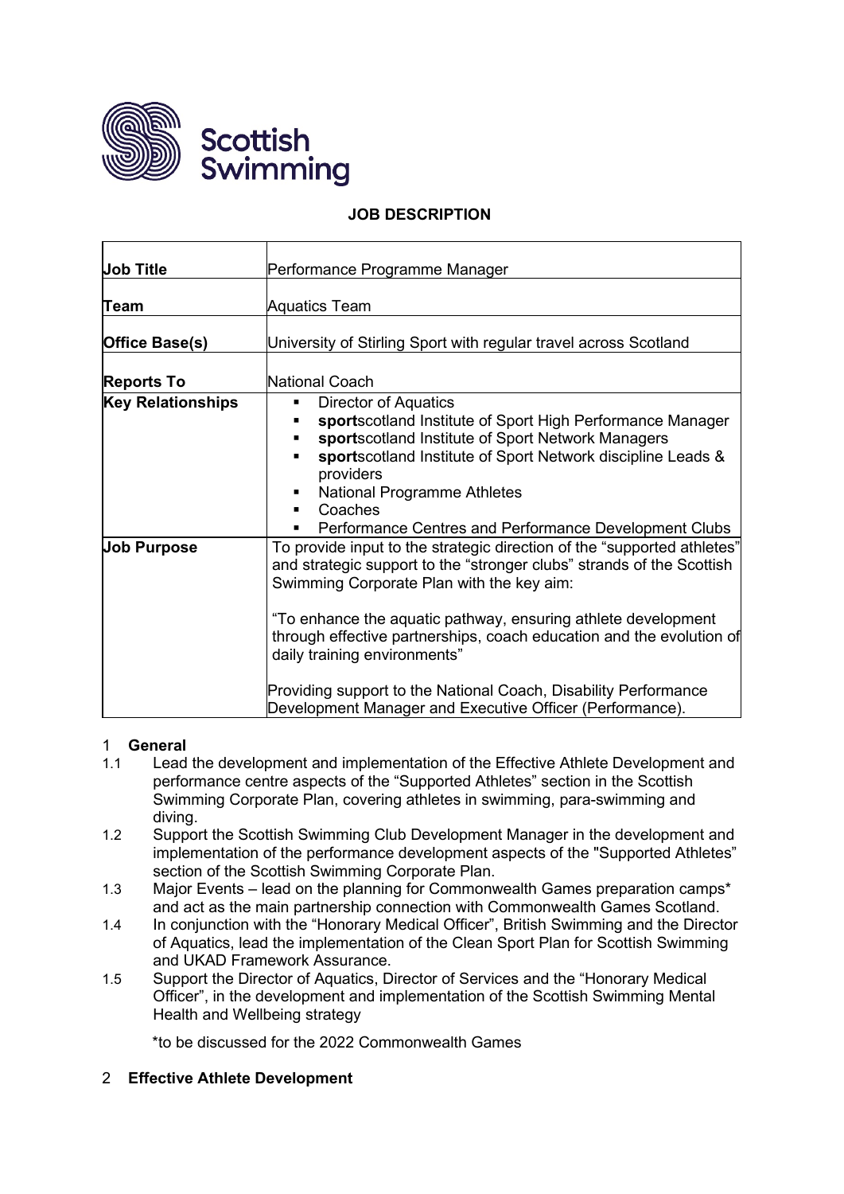Scottish Swimming

# JOB DESCRIPTION

| | |
|---|---|
| **Job Title** | Performance Programme Manager |
| **Team** | Aquatics Team |
| **Office Base(s)** | University of Stirling Sport with regular travel across Scotland |
| **Reports To** | National Coach |
| **Key Relationships** | ▪ Director of Aquatics<br>▪ **sport**scotland Institute of Sport High Performance Manager<br>▪ **sport**scotland Institute of Sport Network Managers<br>▪ **sport**scotland Institute of Sport Network discipline Leads & providers<br>▪ National Programme Athletes<br>▪ Coaches<br>▪ Performance Centres and Performance Development Clubs |
| **Job Purpose** | To provide input to the strategic direction of the "supported athletes" and strategic support to the "stronger clubs" strands of the Scottish Swimming Corporate Plan with the key aim:<br><br>"To enhance the aquatic pathway, ensuring athlete development through effective partnerships, coach education and the evolution of daily training environments"<br><br>Providing support to the National Coach, Disability Performance Development Manager and Executive Officer (Performance). |

## 1 General

1.1 Lead the development and implementation of the Effective Athlete Development and performance centre aspects of the "Supported Athletes" section in the Scottish Swimming Corporate Plan, covering athletes in swimming, para-swimming and diving.

1.2 Support the Scottish Swimming Club Development Manager in the development and implementation of the performance development aspects of the "Supported Athletes" section of the Scottish Swimming Corporate Plan.

1.3 Major Events – lead on the planning for Commonwealth Games preparation camps* and act as the main partnership connection with Commonwealth Games Scotland.

1.4 In conjunction with the "Honorary Medical Officer", British Swimming and the Director of Aquatics, lead the implementation of the Clean Sport Plan for Scottish Swimming and UKAD Framework Assurance.

1.5 Support the Director of Aquatics, Director of Services and the "Honorary Medical Officer", in the development and implementation of the Scottish Swimming Mental Health and Wellbeing strategy

*to be discussed for the 2022 Commonwealth Games

## 2 Effective Athlete Development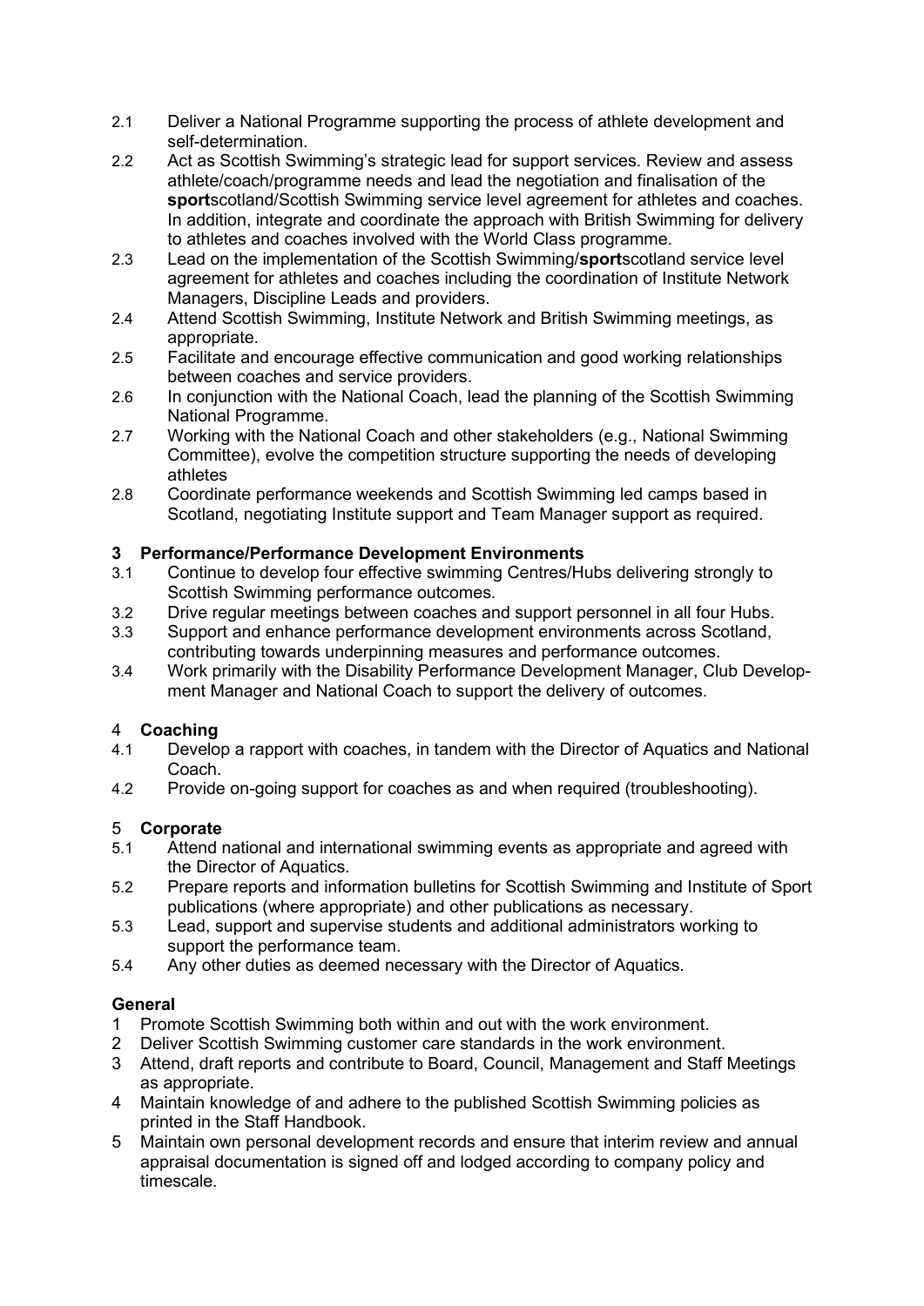2.1 Deliver a National Programme supporting the process of athlete development and self-determination.

2.2 Act as Scottish Swimming's strategic lead for support services. Review and assess athlete/coach/programme needs and lead the negotiation and finalisation of the **sport**scotland/Scottish Swimming service level agreement for athletes and coaches. In addition, integrate and coordinate the approach with British Swimming for delivery to athletes and coaches involved with the World Class programme.

2.3 Lead on the implementation of the Scottish Swimming/**sport**scotland service level agreement for athletes and coaches including the coordination of Institute Network Managers, Discipline Leads and providers.

2.4 Attend Scottish Swimming, Institute Network and British Swimming meetings, as appropriate.

2.5 Facilitate and encourage effective communication and good working relationships between coaches and service providers.

2.6 In conjunction with the National Coach, lead the planning of the Scottish Swimming National Programme.

2.7 Working with the National Coach and other stakeholders (e.g., National Swimming Committee), evolve the competition structure supporting the needs of developing athletes

2.8 Coordinate performance weekends and Scottish Swimming led camps based in Scotland, negotiating Institute support and Team Manager support as required.

**3 Performance/Performance Development Environments**

3.1 Continue to develop four effective swimming Centres/Hubs delivering strongly to Scottish Swimming performance outcomes.

3.2 Drive regular meetings between coaches and support personnel in all four Hubs.

3.3 Support and enhance performance development environments across Scotland, contributing towards underpinning measures and performance outcomes.

3.4 Work primarily with the Disability Performance Development Manager, Club Development Manager and National Coach to support the delivery of outcomes.

4 **Coaching**

4.1 Develop a rapport with coaches, in tandem with the Director of Aquatics and National Coach.

4.2 Provide on-going support for coaches as and when required (troubleshooting).

5 **Corporate**

5.1 Attend national and international swimming events as appropriate and agreed with the Director of Aquatics.

5.2 Prepare reports and information bulletins for Scottish Swimming and Institute of Sport publications (where appropriate) and other publications as necessary.

5.3 Lead, support and supervise students and additional administrators working to support the performance team.

5.4 Any other duties as deemed necessary with the Director of Aquatics.

**General**

1 Promote Scottish Swimming both within and out with the work environment.

2 Deliver Scottish Swimming customer care standards in the work environment.

3 Attend, draft reports and contribute to Board, Council, Management and Staff Meetings as appropriate.

4 Maintain knowledge of and adhere to the published Scottish Swimming policies as printed in the Staff Handbook.

5 Maintain own personal development records and ensure that interim review and annual appraisal documentation is signed off and lodged according to company policy and timescale.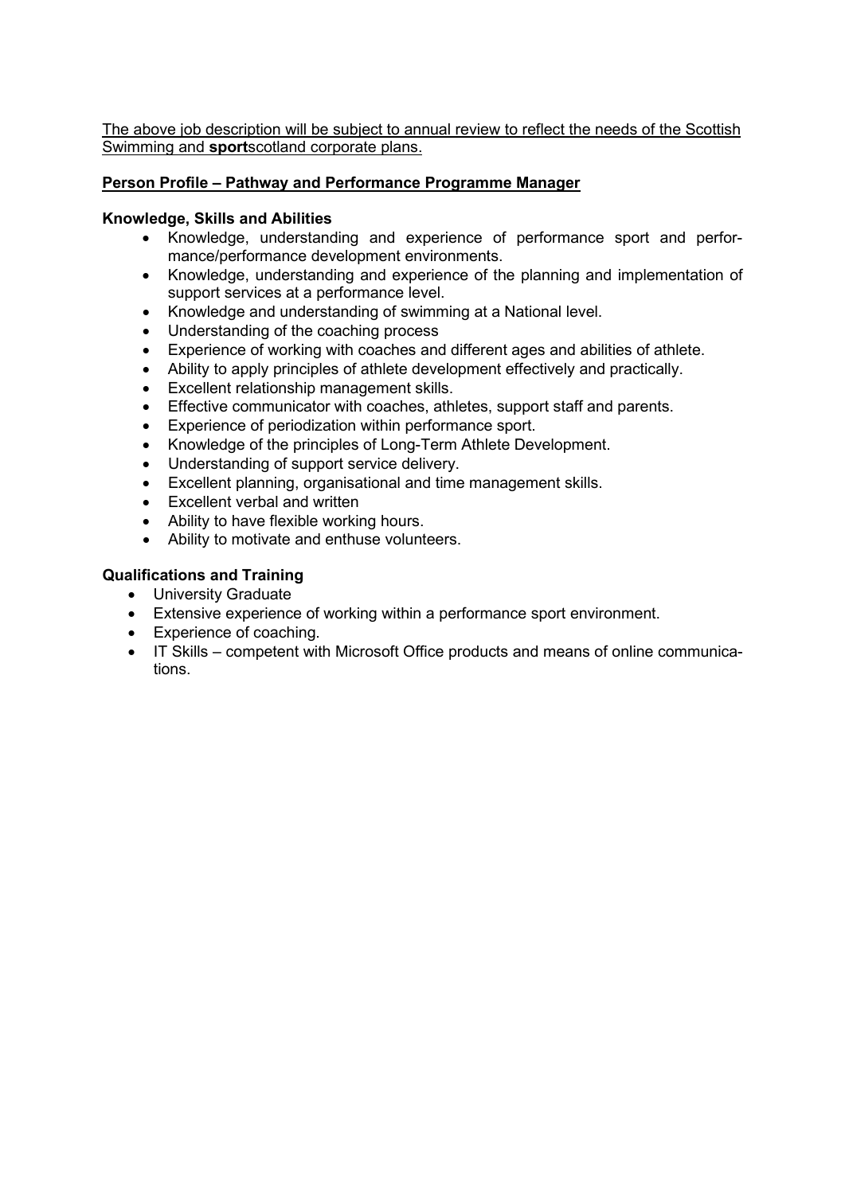<u>The above job description will be subject to annual review to reflect the needs of the Scottish Swimming and **sport**scotland corporate plans.</u>

## <u>Person Profile – Pathway and Performance Programme Manager</u>

### Knowledge, Skills and Abilities

- Knowledge, understanding and experience of performance sport and performance/performance development environments.
- Knowledge, understanding and experience of the planning and implementation of support services at a performance level.
- Knowledge and understanding of swimming at a National level.
- Understanding of the coaching process
- Experience of working with coaches and different ages and abilities of athlete.
- Ability to apply principles of athlete development effectively and practically.
- Excellent relationship management skills.
- Effective communicator with coaches, athletes, support staff and parents.
- Experience of periodization within performance sport.
- Knowledge of the principles of Long-Term Athlete Development.
- Understanding of support service delivery.
- Excellent planning, organisational and time management skills.
- Excellent verbal and written
- Ability to have flexible working hours.
- Ability to motivate and enthuse volunteers.

### Qualifications and Training

- University Graduate
- Extensive experience of working within a performance sport environment.
- Experience of coaching.
- IT Skills – competent with Microsoft Office products and means of online communications.